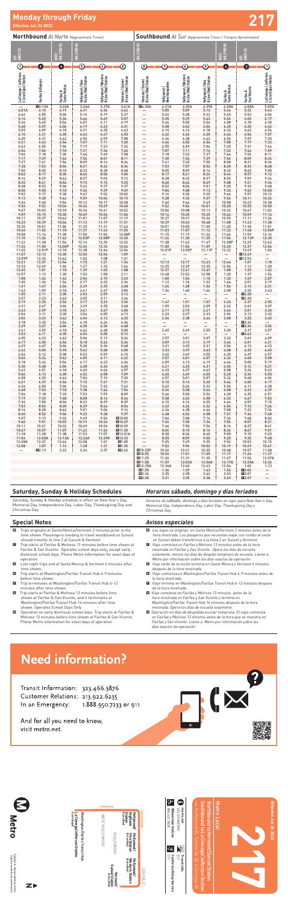# Monday through Friday

**Effective Jun 26 2022**

# 217

## Northbound *Al Norte* (Approximate Times)

| LaCienega / Jefferson E Line (Expo) Station (1) | Fairfax & Olympic (2) | Fairfax & Santa Monica (4) | Hollywood / Vine B Line (Red) Station (5) | Hollywood / Western B Line (Red) Station (6) | Vermont / Sunset B Line (Red) Station (8) |
|---|---|---|---|---|---|
| — | B3:13A | 3:22A | 3:36A | 3:37A | 3:41A |
| 4:01A | 4:10 | 4:19 | 4:31 | 4:34 | 4:42 |
| 4:46 | 4:55 | 5:04 | 5:16 | 5:19 | 5:27 |
| 5:16 | 5:25 | 5:34 | 5:46 | 5:49 | 5:57 |
| 5:36 | 5:45 | 5:54 | 6:07 | 6:11 | 6:19 |
| 5:48 | 5:57 | 6:06 | 6:19 | 6:23 | 6:31 |
| 5:59 | 6:09 | 6:18 | 6:31 | 6:35 | 6:43 |
| 6:10 | 6:21 | 6:30 | 6:43 | 6:47 | 6:55 |
| 6:20 | 6:31 | 6:42 | 6:55 | 6:59 | 7:08 |
| 6:31 | 6:43 | 6:54 | 7:07 | 7:11 | 7:20 |
| 6:43 | 6:55 | 7:06 | 7:19 | 7:23 | 7:32 |
| 6:54 | 7:06 | 7:18 | 7:31 | 7:36 | 7:45 |
| 7:06 | 7:18 | 7:30 | 7:44 | 7:49 | 7:58 |
| 7:17 | 7:29 | 7:42 | 7:56 | 8:01 | 8:11 |
| 7:28 | 7:41 | 7:54 | 8:09 | 8:14 | 8:24 |
| 7:38 | 7:53 | 8:06 | 8:21 | 8:26 | 8:36 |
| 7:50 | 8:05 | 8:18 | 8:33 | 8:38 | 8:48 |
| 8:02 | 8:17 | 8:30 | 8:45 | 8:50 | 9:00 |
| 8:14 | 8:29 | 8:42 | 8:57 | 9:02 | 9:12 |
| 8:25 | 8:41 | 8:54 | 9:10 | 9:15 | 9:25 |
| 8:38 | 8:53 | 9:06 | 9:22 | 9:27 | 9:37 |
| 8:50 | 9:05 | 9:18 | 9:34 | 9:39 | 9:49 |
| 9:02 | 9:17 | 9:30 | 9:47 | 9:52 | 10:02 |
| 9:13 | 9:28 | 9:42 | 9:59 | 10:04 | 10:15 |
| 9:24 | 9:40 | 9:54 | 10:12 | 10:17 | 10:28 |
| 9:36 | 9:52 | 10:06 | 10:24 | 10:29 | 10:40 |
| 9:47 | 10:03 | 10:18 | 10:36 | 10:41 | 10:52 |
| 9:59 | 10:15 | 10:30 | 10:49 | 10:54 | 11:06 |
| 10:11 | 10:27 | 10:42 | 11:01 | 11:07 | 11:19 |
| 10:23 | 10:39 | 10:54 | 11:13 | 11:19 | 11:31 |
| 10:35 | 10:51 | 11:06 | 11:25 | 11:31 | 11:43 |
| 10:46 | 11:02 | 11:18 | 11:37 | 11:43 | 11:55 |
| 10:58 | 11:14 | 11:30 | 11:50 | 11:56 | 12:08P |
| 11:10 | 11:26 | 11:42 | 12:02P | 12:08P | 12:20 |
| 11:22 | 11:38 | 11:54 | 12:14 | 12:20 | 12:32 |
| 11:34 | 11:50 | 12:06P | 12:26 | 12:32 | 12:44 |
| 11:45 | 12:01P | 12:18 | 12:38 | 12:44 | 12:56 |
| 11:57 | 12:13 | 12:30 | 12:50 | 12:56 | 1:09 |
| 12:09P | 12:25 | 12:42 | 1:02 | 1:08 | 1:21 |
| 12:21 | 12:37 | 12:54 | 1:15 | 1:21 | 1:34 |
| 12:33 | 12:49 | 1:06 | 1:27 | 1:33 | 1:46 |
| 12:45 | 1:01 | 1:18 | 1:39 | 1:45 | 1:58 |
| 12:57 | 1:13 | 1:30 | 1:52 | 1:58 | 2:11 |
| 1:08 | 1:24 | 1:42 | 2:04 | 2:10 | 2:23 |
| 1:20 | 1:36 | 1:54 | 2:17 | 2:23 | 2:36 |
| 1:31 | 1:47 | 2:06 | 2:29 | 2:35 | 2:48 |
| 1:43 | 1:59 | 2:18 | 2:41 | 2:47 | 3:00 |
| 1:55 | 2:11 | 2:30 | 2:53 | 2:59 | 3:12 |
| 2:07 | 2:23 | 2:42 | 3:05 | 3:11 | 3:24 |
| 2:19 | 2:35 | 2:54 | 3:17 | 3:23 | 3:36 |
| 2:31 | 2:47 | 3:06 | 3:29 | 3:35 | 3:48 |
| 2:43 | 2:59 | 3:18 | 3:41 | 3:47 | 4:00 |
| 2:54 | 3:11 | 3:30 | 3:54 | 4:00 | 4:13 |
| 3:06 | 3:23 | 3:42 | 4:06 | 4:12 | 4:25 |
| 3:18 | 3:35 | 3:54 | 4:18 | 4:24 | 4:36 |
| 3:29 | 3:47 | 4:06 | 4:30 | 4:36 | 4:48 |
| 3:41 | 3:59 | 4:18 | 4:42 | 4:48 | 5:00 |
| 3:53 | 4:11 | 4:30 | 4:54 | 5:00 | 5:12 |
| 4:05 | 4:23 | 4:42 | 5:06 | 5:12 | 5:24 |
| 4:17 | 4:35 | 4:54 | 5:18 | 5:24 | 5:36 |
| 4:29 | 4:47 | 5:06 | 5:30 | 5:36 | 5:48 |
| 4:42 | 5:00 | 5:18 | 5:42 | 5:48 | 6:00 |
| 4:54 | 5:12 | 5:30 | 5:53 | 5:59 | 6:10 |
| 5:06 | 5:24 | 5:42 | 6:05 | 6:11 | 6:22 |
| 5:18 | 5:36 | 5:54 | 6:17 | 6:23 | 6:34 |
| 5:30 | 5:48 | 6:06 | 6:28 | 6:34 | 6:45 |
| 5:43 | 6:01 | 6:18 | 6:40 | 6:46 | 6:57 |
| 5:56 | 6:13 | 6:30 | 6:52 | 6:58 | 7:09 |
| 6:08 | 6:25 | 6:42 | 7:04 | 7:10 | 7:20 |
| 6:21 | 6:37 | 6:54 | 7:15 | 7:21 | 7:31 |
| 6:34 | 6:50 | 7:06 | 7:26 | 7:32 | 7:42 |
| 6:48 | 7:03 | 7:18 | 7:38 | 7:44 | 7:54 |
| 7:04 | 7:18 | 7:33 | 7:53 | 7:59 | 8:09 |
| 7:19 | 7:33 | 7:48 | 8:08 | 8:14 | 8:24 |
| 7:36 | 7:50 | 8:04 | 8:23 | 8:29 | 8:39 |
| 7:53 | 8:06 | 8:20 | 8:39 | 8:44 | 8:54 |
| 8:16 | 8:28 | 8:42 | 9:01 | 9:06 | 9:16 |
| 8:40 | 8:52 | 9:06 | 9:23 | 9:28 | 9:37 |
| 9:07 | 9:19 | 9:32 | 9:49 | 9:54 | D10:03 |
| 9:40 | 9:51 | 10:04 | 10:21 | 10:26 | D10:29 |
| 10:11 | 10:21 | 10:32 | 10:49 | 10:54 | D10:59 |
| 10:47 | 10:57 | 11:07 | 11:22 | 11:26 | D11:30 |
| 11:18 | 11:28 | 11:38 | 11:53 | 11:57 | D12:01A |
| 11:54 | 12:04A | 12:13A | 12:26A | 12:29A | D12:33 |
| 12:28A | 12:37 | 12:46 | 12:58 | 1:01 | D1:05 |
| 12:58 | 1:07 | 1:16 | 1:28 | 1:31 | D1:35 |
| — | E2:13 | 2:22 | 2:34 | 2:37 | E2:42 |

## Southbound *Al Sur* (Approximate Times / *Tiempos Aproximados*)

| Vermont / Sunset B Line (Red) Station (8) | Hollywood / New Hampshire (7) | Hollywood / Western B Line (Red) Station (6) | Hollywood / Vine B Line (Red) Station (5) | Fairfax & Santa Monica (4) | Fairfax & Washington (3) | LaCienega / Jefferson E Line (Expo) Station (1) |
|---|---|---|---|---|---|---|
| B4:30A | 4:31A | 4:35A | 4:39A | 4:50A | 4:58A | 5:09A |
| — | 5:05 | 5:09 | 5:13 | 5:24 | 5:32 | 5:43 |
| — | 5:24 | 5:28 | 5:32 | 5:45 | 5:53 | 6:04 |
| — | 5:35 | 5:39 | 5:43 | 5:56 | 6:05 | 6:17 |
| — | 5:46 | 5:50 | 5:54 | 6:08 | 6:18 | 6:30 |
| — | 5:58 | 6:02 | 6:06 | 6:20 | 6:30 | 6:42 |
| — | 6:10 | 6:14 | 6:18 | 6:32 | 6:42 | 6:54 |
| — | 6:22 | 6:26 | 6:30 | 6:44 | 6:54 | 7:07 |
| — | 6:33 | 6:38 | 6:42 | 6:57 | 7:07 | 7:20 |
| — | 6:44 | 6:50 | 6:54 | 7:08 | 7:19 | 7:32 |
| — | 6:55 | 6:59 | 7:04 | 7:20 | 7:31 | 7:44 |
| — | 7:07 | 7:11 | 7:16 | 7:32 | 7:44 | 7:59 |
| — | 7:18 | 7:22 | 7:27 | 7:44 | 7:56 | 8:11 |
| — | 7:30 | 7:34 | 7:39 | 7:56 | 8:09 | 8:24 |
| — | 7:41 | 7:45 | 7:50 | 8:08 | 8:21 | 8:36 |
| — | 7:53 | 7:57 | 8:02 | 8:20 | 8:33 | 8:48 |
| — | 8:05 | 8:09 | 8:14 | 8:32 | 8:45 | 9:00 |
| — | 8:17 | 8:21 | 8:26 | 8:44 | 8:57 | 9:12 |
| — | 8:28 | 8:32 | 8:37 | 8:56 | 9:09 | 9:24 |
| — | 8:40 | 8:44 | 8:49 | 9:08 | 9:21 | 9:36 |
| — | 8:52 | 8:56 | 9:01 | 9:20 | 9:33 | 9:48 |
| — | 9:04 | 9:08 | 9:13 | 9:32 | 9:45 | 10:00 |
| — | 9:16 | 9:20 | 9:25 | 9:44 | 9:57 | 10:12 |
| — | 9:28 | 9:32 | 9:37 | 9:56 | 10:11 | 10:26 |
| — | 9:40 | 9:44 | 9:49 | 10:08 | 10:23 | 10:38 |
| — | 9:52 | 9:56 | 10:01 | 10:20 | 10:35 | 10:50 |
| — | 10:04 | 10:08 | 10:13 | 10:32 | 10:47 | 11:02 |
| — | 10:16 | 10:20 | 10:25 | 10:44 | 10:59 | 11:14 |
| — | 10:27 | 10:31 | 10:36 | 10:56 | 11:11 | 11:26 |
| — | 10:39 | 10:43 | 10:48 | 11:08 | 11:23 | 11:38 |
| — | 10:51 | 10:55 | 11:00 | 11:20 | 11:35 | 11:51 |
| — | 11:03 | 11:07 | 11:12 | 11:32 | 11:48 | 12:04P |
| — | 11:15 | 11:19 | 11:24 | 11:44 | 11:59 | 12:16 |
| — | 11:26 | 11:30 | 11:35 | 11:56 | 12:13P | 12:30 |
| — | 11:38 | 11:42 | 11:47 | 12:08P | 12:25 | 12:42 |
| — | 11:50 | 11:54 | 11:59 | 12:20 | 12:37 | 12:54 |
| — | 12:01P | 12:05P | 12:11P | 12:32 | 12:49 | 1:06 |
| — | — | — | — | — | E12:49 | — |
| — | — | — | — | — | E12:53 | — |
| — | 12:13 | 12:17 | 12:23 | 12:44 | 1:01 | 1:18 |
| — | 12:25 | 12:29 | 12:35 | 12:56 | 1:13 | 1:30 |
| — | 12:37 | 12:41 | 12:47 | 1:08 | 1:25 | 1:42 |
| — | 12:48 | 12:52 | 12:58 | 1:20 | 1:37 | 1:54 |
| — | 1:00 | 1:04 | 1:10 | 1:32 | 1:49 | 2:07 |
| — | 1:12 | 1:16 | 1:22 | 1:44 | 2:01 | 2:19 |
| — | 1:24 | 1:28 | 1:34 | 1:56 | 2:13 | 2:31 |
| — | 1:36 | 1:40 | 1:46 | 2:08 | 2:25 | 2:43 |
| — | — | — | — | — | E2:28 | — |
| — | — | — | — | — | E2:30 | — |
| — | 1:47 | 1:51 | 1:57 | 2:20 | 2:37 | 2:55 |
| — | 1:59 | 2:03 | 2:09 | 2:32 | 2:49 | 3:07 |
| — | 2:11 | 2:15 | 2:21 | 2:44 | 3:01 | 3:20 |
| — | 2:23 | 2:27 | 2:33 | 2:56 | 3:13 | 3:32 |
| — | 2:34 | 2:38 | 2:44 | 3:08 | 3:25 | 3:45 |
| — | — | — | — | — | E3:24 | — |
| — | — | — | — | — | E3:36 | 3:56 |
| — | 2:45 | 2:49 | 2:55 | 3:20 | 3:37 | 3:57 |
| — | — | — | — | — | E3:43 | — |
| — | 2:57 | 3:01 | 3:07 | 3:32 | 3:49 | 4:09 |
| — | 3:09 | 3:13 | 3:19 | 3:44 | 4:01 | 4:21 |
| — | 3:21 | 3:25 | 3:31 | 3:56 | 4:13 | 4:33 |
| — | 3:33 | 3:37 | 3:43 | 4:08 | 4:25 | 4:45 |
| — | 3:45 | 3:49 | 3:55 | 4:20 | 4:37 | 4:57 |
| — | 3:57 | 4:01 | 4:07 | 4:32 | 4:48 | 5:08 |
| — | 4:09 | 4:13 | 4:19 | 4:44 | 5:00 | 5:19 |
| — | 4:21 | 4:25 | 4:31 | 4:56 | 5:12 | 5:31 |
| — | 4:33 | 4:37 | 4:43 | 5:08 | 5:24 | 5:43 |
| — | 4:45 | 4:49 | 4:55 | 5:20 | 5:36 | 5:55 |
| — | 4:57 | 5:01 | 5:07 | 5:32 | 5:48 | 6:06 |
| — | 5:10 | 5:14 | 5:20 | 5:44 | 6:00 | 6:18 |
| — | 5:22 | 5:26 | 5:32 | 5:56 | 6:11 | 6:28 |
| — | 5:34 | 5:38 | 5:44 | 6:08 | 6:23 | 6:40 |
| — | 5:46 | 5:50 | 5:56 | 6:20 | 6:35 | 6:51 |
| — | 5:58 | 6:02 | 6:08 | 6:32 | 6:47 | 7:03 |
| — | 6:10 | 6:14 | 6:20 | 6:44 | 6:59 | 7:15 |
| — | 6:22 | 6:26 | 6:32 | 6:56 | 7:10 | 7:26 |
| — | 6:34 | 6:38 | 6:44 | 7:08 | 7:22 | 7:36 |
| — | 6:48 | 6:52 | 6:58 | 7:21 | 7:34 | 7:48 |
| — | 7:04 | 7:08 | 7:14 | 7:36 | 7:48 | 8:02 |
| — | 7:26 | 7:30 | 7:36 | 7:56 | 8:07 | 8:21 |
| — | 7:46 | 7:50 | 7:56 | 8:16 | 8:27 | 8:41 |
| — | 8:06 | 8:10 | 8:16 | 8:36 | 8:47 | 9:01 |
| — | 8:30 | 8:34 | 8:40 | 9:00 | 9:10 | 9:23 |
| — | 8:55 | 8:59 | 9:05 | 9:25 | 9:35 | 9:48 |
| — | 9:25 | 9:29 | 9:35 | 9:52 | 10:02 | 10:15 |
| — | 9:52 | 9:56 | 10:02 | 10:19 | 10:29 | 10:41 |
| D10:25P | 10:26 | 10:31 | 10:35 | 10:48 | 10:57 | 11:08 |
| D10:55 | 10:56 | 11:01 | 11:05 | 11:17 | 11:26 | 11:37 |
| D11:25 | 11:26 | 11:31 | 11:35 | 11:47 | 11:56 | 12:07A |
| D11:58 | 11:59 | 12:03A | 12:06A | 12:17A | 12:25A | 12:36 |
| D12:35A | 12:36A | 12:40 | 12:43 | 12:54 | 1:02 | 1:13 |
| D1:35 | 1:36 | 1:39 | 1:43 | 1:54 | F2:02 | — |
| D2:34 | 2:35 | 2:38 | 2:42 | 2:53 | F3:01 | — |
| D3:30 | 3:31 | 3:35 | 3:38 | 3:49 | F3:57 | — |

## Saturday, Sunday & Holiday Schedules

Saturday, Sunday & Holiday schedule in effect on New Year's Day, Memorial Day, Independence Day, Labor Day, Thanksgiving Day and Christmas Day.

## *Horarios sábado, domingo y días feriados*

*Horarios de sábado, domingo y días feriados en vigor para New Year's Day, Memorial Day, Independence Day, Labor Day, Thanksgiving Day y Christmas Day.*

## Special Notes

- Trips originate at Santa Monica/Vermont 2 minutes prior to the time shown. Passengers needing to travel westbound on Sunset should transfer to line 2 at Sunset & Vermont.
- Trip starts at Fairfax & Melrose 13 minutes before time shown at Fairfax & San Vicente. Operates school days only, except early dismissal school days. Phone Metro information for exact days of operation.
- Late night trips end at Santa Monica & Vermont 6 minutes after time shown.
- Trip starts at Washington/Fairfax Transit Hub 6-9 minutes before time shown.
- Trip terminates at Washington/Fairfax Transit Hub 6-12 minutes after time shown.
- Trip starts at Fairfax & Melrose 13 minutes before time shown at Fairfax & Santa Monica, and it terminates at Washington/Fairfax Transit Hub 14 minutes after time shown. Operates School Days Only
- Operation on early dismissal school days. Trip starts at Fairfax & Melrose 13 minutes before time shown at Fairfax & San Vicente. Phone Metro information for exact days of operation

## *Avisos especiales*

- *Los viajes se originan en Santa Monica/Vermont 2 minutos antes de la hora mostrada. Los pasajeros que necesitan viajar con rumbo al oeste en Sunset deben transferirse a la línea 2 en Sunset y Vermont.*
- *Viaje comienza en Fairfax y Melrose 13 minutos antes de la hora mostrada en Fairfax y San Vicente. Opera los días de escuela solamente, menos los días de despido temprano de escuela. Llame a Metro por información sobre los días exactos de operación*
- *Viaje tarde de la noche termina en Santa Monica y Vermont 6 minutos después de la hora mostrada.*
- *Viaje comienza en Washington/Fairfax Transit Hub 6-9 minutos antes de la hora mostrada.*
- *Viaje termina en Washington/Fairfax Transit Hub 6-12 minutos despues de la hora mostrada.*
- *Viaje comienza en Fairfax y Melrose 13 minutos antes de la hora mostrada en Fairfax y San Vicente y termina en Washington/Fairfax Transit Hub 14 minutos después de la hora mostrada. Opera los días de escuela solamente.*
- *Operación en días de despedida escolar temprana. El viaje comienza en Fairfax y Melrose 13 minutos antes de la hora que se muestra en Fairfax y San Vicente. Llame a Metro por información sobre los días exactos de operación*

# Need information?

Transit Information: 323.466.3876
Customer Relations: 213.922.6235
In an Emergency: 1.888.950.7233 or 911

And for all you need to know, visit metro.net.

Metro

**Effective Jun 26 2022**

# 217

Metro Local

Northbound to Vermont/Sunset Station
Southbound to LaCienega/Jefferson Station
via Hollywood Bl, Fairfax Av, La Cienega Bl

Travel Info
323.GO.METRO
metro.net

Wheelchair Hotline
800.621.7828

California Relay Service
711

Vermont/Sunset B Line (Red) Station
Hollywood/Western B Line (Red) Station
Hollywood/Vine B Line (Red) Station
Hollywood/Highland B Line (Red) Station
Washington/Fairfax Transit Hub
LaCienega/Jefferson E Line (Expo) Station

WEST HOLLYWOOD

HOLLYWOOD

LOS FELIZ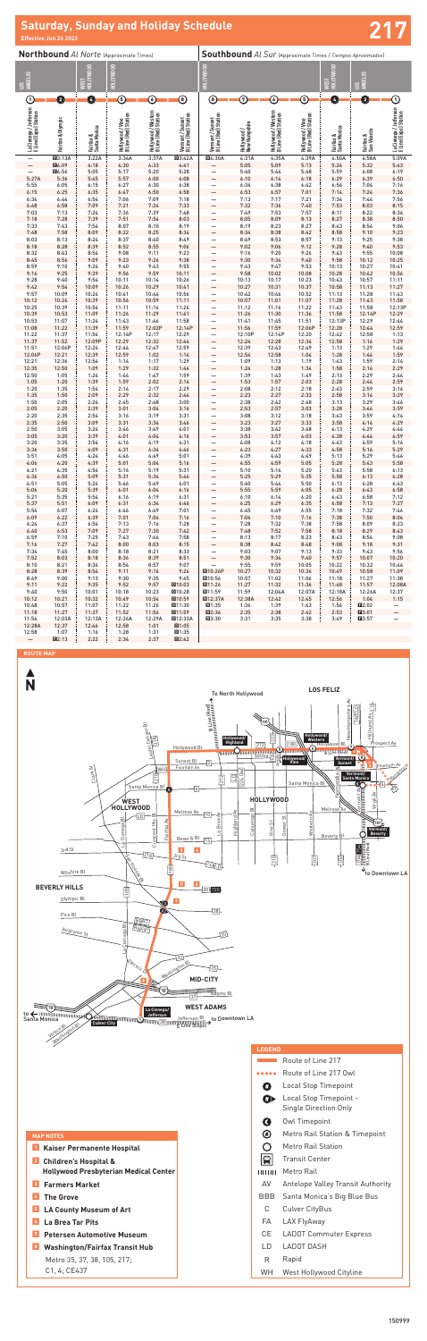# Saturday, Sunday and Holiday Schedule

**217**

Effective Jun 26 2022

## Northbound *Al Norte* (Approximate Times)

| LaCienega / Jefferson E Line (Expo) Station | Fairfax & Olympic | Fairfax & Santa Monica | Hollywood / Vine B Line (Red) Station | Hollywood / Western B Line (Red) Station | Vermont / Sunset B Line (Red) Station |
|---|---|---|---|---|---|
| 1 | 2 | 4 | 5 | 6 | 8 |
| — | Ⓐ3:13A | 3:22A | 3:36A | 3:37A | Ⓐ3:42A |
| — | Ⓑ4:09 | 4:18 | 4:30 | 4:33 | 4:41 |
| — | Ⓑ4:56 | 5:05 | 5:17 | 5:20 | 5:28 |
| 5:27A | 5:36 | 5:45 | 5:57 | 6:00 | 6:08 |
| 5:55 | 6:05 | 6:15 | 6:27 | 6:30 | 6:38 |
| 6:15 | 6:25 | 6:35 | 6:47 | 6:50 | 6:58 |
| 6:34 | 6:44 | 6:54 | 7:06 | 7:09 | 7:18 |
| 6:48 | 6:58 | 7:09 | 7:21 | 7:24 | 7:33 |
| 7:03 | 7:13 | 7:24 | 7:36 | 7:39 | 7:48 |
| 7:18 | 7:28 | 7:39 | 7:51 | 7:54 | 8:03 |
| 7:33 | 7:43 | 7:54 | 8:07 | 8:10 | 8:19 |
| 7:48 | 7:58 | 8:09 | 8:22 | 8:25 | 8:34 |
| 8:03 | 8:13 | 8:24 | 8:37 | 8:40 | 8:49 |
| 8:18 | 8:28 | 8:39 | 8:52 | 8:55 | 9:04 |
| 8:32 | 8:43 | 8:54 | 9:08 | 9:11 | 9:23 |
| 8:45 | 8:56 | 9:09 | 9:23 | 9:26 | 9:38 |
| 8:59 | 9:10 | 9:24 | 9:40 | 9:43 | 9:55 |
| 9:14 | 9:25 | 9:39 | 9:56 | 9:59 | 10:11 |
| 9:28 | 9:40 | 9:54 | 10:11 | 10:14 | 10:26 |
| 9:42 | 9:54 | 10:09 | 10:26 | 10:29 | 10:41 |
| 9:57 | 10:09 | 10:24 | 10:41 | 10:44 | 10:56 |
| 10:12 | 10:24 | 10:39 | 10:56 | 10:59 | 11:11 |
| 10:25 | 10:39 | 10:54 | 11:11 | 11:14 | 11:26 |
| 10:39 | 10:53 | 11:09 | 11:26 | 11:29 | 11:41 |
| 10:53 | 11:07 | 11:24 | 11:43 | 11:46 | 11:58 |
| 11:08 | 11:22 | 11:39 | 11:59 | 12:02P | 12:14P |
| 11:22 | 11:37 | 11:54 | 12:14P | 12:17 | 12:29 |
| 11:37 | 11:52 | 12:09P | 12:29 | 12:32 | 12:44 |
| 11:51 | 12:06P | 12:24 | 12:44 | 12:47 | 12:59 |
| 12:06P | 12:21 | 12:39 | 12:59 | 1:02 | 1:14 |
| 12:21 | 12:36 | 12:54 | 1:14 | 1:17 | 1:29 |
| 12:35 | 12:50 | 1:09 | 1:29 | 1:32 | 1:44 |
| 12:50 | 1:05 | 1:24 | 1:44 | 1:47 | 1:59 |
| 1:05 | 1:20 | 1:39 | 1:59 | 2:02 | 2:14 |
| 1:20 | 1:35 | 1:54 | 2:14 | 2:17 | 2:29 |
| 1:35 | 1:50 | 2:09 | 2:29 | 2:32 | 2:44 |
| 1:50 | 2:05 | 2:24 | 2:45 | 2:48 | 3:00 |
| 2:05 | 2:20 | 2:39 | 3:01 | 3:04 | 3:16 |
| 2:20 | 2:35 | 2:54 | 3:16 | 3:19 | 3:31 |
| 2:35 | 2:50 | 3:09 | 3:31 | 3:34 | 3:46 |
| 2:50 | 3:05 | 3:24 | 3:46 | 3:49 | 4:01 |
| 3:05 | 3:20 | 3:39 | 4:01 | 4:04 | 4:16 |
| 3:20 | 3:35 | 3:54 | 4:16 | 4:19 | 4:31 |
| 3:36 | 3:50 | 4:09 | 4:31 | 4:34 | 4:46 |
| 3:51 | 4:05 | 4:24 | 4:46 | 4:49 | 5:01 |
| 4:06 | 4:20 | 4:39 | 5:01 | 5:04 | 5:16 |
| 4:21 | 4:35 | 4:54 | 5:16 | 5:19 | 5:31 |
| 4:36 | 4:50 | 5:09 | 5:31 | 5:34 | 5:46 |
| 4:51 | 5:05 | 5:24 | 5:46 | 5:49 | 6:01 |
| 5:06 | 5:20 | 5:39 | 6:01 | 6:04 | 6:16 |
| 5:21 | 5:35 | 5:54 | 6:16 | 6:19 | 6:31 |
| 5:37 | 5:51 | 6:09 | 6:31 | 6:34 | 6:46 |
| 5:54 | 6:07 | 6:24 | 6:46 | 6:49 | 7:01 |
| 6:09 | 6:22 | 6:39 | 7:01 | 7:04 | 7:16 |
| 6:24 | 6:37 | 6:54 | 7:13 | 7:16 | 7:28 |
| 6:40 | 6:53 | 7:09 | 7:27 | 7:30 | 7:42 |
| 6:59 | 7:10 | 7:25 | 7:43 | 7:46 | 7:58 |
| 7:16 | 7:27 | 7:42 | 8:00 | 8:03 | 8:15 |
| 7:34 | 7:45 | 8:00 | 8:18 | 8:21 | 8:33 |
| 7:52 | 8:03 | 8:18 | 8:36 | 8:39 | 8:51 |
| 8:10 | 8:21 | 8:36 | 8:54 | 8:57 | 9:07 |
| 8:28 | 8:39 | 8:54 | 9:11 | 9:14 | 9:26 |
| 8:49 | 9:00 | 9:13 | 9:30 | 9:35 | 9:45 |
| 9:11 | 9:22 | 9:35 | 9:52 | 9:57 | Ⓐ10:03 |
| 9:40 | 9:50 | 10:01 | 10:18 | 10:23 | Ⓐ10:28 |
| 10:12 | 10:21 | 10:32 | 10:49 | 10:54 | Ⓐ10:59 |
| 10:48 | 10:57 | 11:07 | 11:22 | 11:26 | Ⓐ11:30 |
| 11:18 | 11:27 | 11:37 | 11:52 | 11:56 | Ⓐ11:59 |
| 11:54 | 12:03A | 12:13A | 12:26A | 12:29A | Ⓐ12:33A |
| 12:28A | 12:37 | 12:46 | 12:58 | 1:01 | Ⓐ1:05 |
| 12:58 | 1:07 | 1:16 | 1:28 | 1:31 | Ⓐ1:35 |
| — | Ⓑ2:13 | 2:22 | 2:34 | 2:37 | Ⓐ2:42 |

## Southbound *Al Sur* (Approximate Times / *Tiempos Aproximados*)

| Vermont / Sunset B Line (Red) Station | Hollywood / New Hampshire | Hollywood / Western B Line (Red) Station | Hollywood / Vine B Line (Red) Station | Fairfax & Santa Monica | Fairfax & San Vicente | LaCienega / Jefferson E Line (Expo) Station |
|---|---|---|---|---|---|---|
| 8 | 7 | 6 | 5 | 4 | 3 | 1 |
| Ⓐ4:30A | 4:31A | 4:35A | 4:39A | 4:50A | 4:58A | 5:09A |
| — | 5:05 | 5:09 | 5:13 | 5:26 | 5:32 | 5:43 |
| — | 5:40 | 5:44 | 5:48 | 5:59 | 6:08 | 6:19 |
| — | 6:10 | 6:14 | 6:18 | 6:29 | 6:39 | 6:50 |
| — | 6:34 | 6:38 | 6:42 | 6:54 | 7:04 | 7:16 |
| — | 6:53 | 6:57 | 7:01 | 7:14 | 7:24 | 7:36 |
| — | 7:13 | 7:17 | 7:21 | 7:34 | 7:44 | 7:56 |
| — | 7:32 | 7:36 | 7:40 | 7:53 | 8:03 | 8:15 |
| — | 7:49 | 7:53 | 7:57 | 8:11 | 8:22 | 8:34 |
| — | 8:05 | 8:09 | 8:13 | 8:27 | 8:38 | 8:50 |
| — | 8:19 | 8:23 | 8:27 | 8:43 | 8:56 | 9:06 |
| — | 8:34 | 8:38 | 8:42 | 8:58 | 9:10 | 9:23 |
| — | 8:49 | 8:53 | 8:57 | 9:13 | 9:25 | 9:38 |
| — | 9:02 | 9:06 | 9:12 | 9:28 | 9:40 | 9:53 |
| — | 9:16 | 9:20 | 9:26 | 9:43 | 9:55 | 10:08 |
| — | 9:30 | 9:34 | 9:40 | 9:58 | 10:12 | 10:25 |
| — | 9:43 | 9:47 | 9:53 | 10:13 | 10:27 | 10:41 |
| — | 9:58 | 10:02 | 10:08 | 10:28 | 10:42 | 10:56 |
| — | 10:13 | 10:17 | 10:23 | 10:43 | 10:57 | 11:11 |
| — | 10:27 | 10:31 | 10:37 | 10:58 | 11:13 | 11:27 |
| — | 10:42 | 10:46 | 10:52 | 11:13 | 11:28 | 11:43 |
| — | 10:57 | 11:01 | 11:07 | 11:28 | 11:43 | 11:58 |
| — | 11:12 | 11:16 | 11:22 | 11:43 | 11:58 | 12:13P |
| — | 11:26 | 11:30 | 11:36 | 11:58 | 12:14P | 12:29 |
| — | 11:41 | 11:45 | 11:51 | 12:13P | 12:29 | 12:44 |
| — | 11:56 | 11:59 | 12:06P | 12:28 | 12:44 | 12:59 |
| — | 12:10P | 12:14P | 12:20 | 12:42 | 12:58 | 1:13 |
| — | 12:24 | 12:28 | 12:34 | 12:58 | 1:14 | 1:29 |
| — | 12:39 | 12:43 | 12:49 | 1:13 | 1:29 | 1:44 |
| — | 12:54 | 12:58 | 1:04 | 1:28 | 1:44 | 1:59 |
| — | 1:09 | 1:13 | 1:19 | 1:43 | 1:59 | 2:14 |
| — | 1:24 | 1:28 | 1:34 | 1:58 | 2:14 | 2:29 |
| — | 1:39 | 1:43 | 1:49 | 2:13 | 2:29 | 2:44 |
| — | 1:53 | 1:57 | 2:03 | 2:28 | 2:44 | 2:59 |
| — | 2:08 | 2:12 | 2:18 | 2:43 | 2:59 | 3:14 |
| — | 2:23 | 2:27 | 2:33 | 2:58 | 3:14 | 3:29 |
| — | 2:38 | 2:42 | 2:48 | 3:13 | 3:29 | 3:44 |
| — | 2:53 | 2:57 | 3:03 | 3:28 | 3:44 | 3:59 |
| — | 3:08 | 3:12 | 3:18 | 3:43 | 3:59 | 4:14 |
| — | 3:23 | 3:27 | 3:33 | 3:58 | 4:14 | 4:29 |
| — | 3:38 | 3:42 | 3:48 | 4:13 | 4:29 | 4:44 |
| — | 3:53 | 3:57 | 4:03 | 4:28 | 4:44 | 4:59 |
| — | 4:08 | 4:12 | 4:18 | 4:43 | 4:59 | 5:14 |
| — | 4:23 | 4:27 | 4:33 | 4:58 | 5:14 | 5:29 |
| — | 4:39 | 4:43 | 4:49 | 5:13 | 5:29 | 5:44 |
| — | 4:55 | 4:59 | 5:05 | 5:28 | 5:43 | 5:58 |
| — | 5:10 | 5:14 | 5:20 | 5:43 | 5:58 | 6:13 |
| — | 5:25 | 5:29 | 5:35 | 5:58 | 6:13 | 6:28 |
| — | 5:40 | 5:44 | 5:50 | 6:13 | 6:28 | 6:43 |
| — | 5:55 | 5:59 | 6:05 | 6:28 | 6:43 | 6:58 |
| — | 6:10 | 6:14 | 6:20 | 6:43 | 6:58 | 7:12 |
| — | 6:25 | 6:29 | 6:35 | 6:58 | 7:13 | 7:27 |
| — | 6:45 | 6:49 | 6:55 | 7:18 | 7:32 | 7:46 |
| — | 7:06 | 7:10 | 7:16 | 7:38 | 7:50 | 8:04 |
| — | 7:28 | 7:32 | 7:38 | 7:58 | 8:09 | 8:23 |
| — | 7:48 | 7:52 | 7:58 | 8:18 | 8:29 | 8:43 |
| — | 8:13 | 8:17 | 8:23 | 8:43 | 8:54 | 9:08 |
| — | 8:38 | 8:42 | 8:48 | 9:08 | 9:18 | 9:31 |
| — | 9:03 | 9:07 | 9:13 | 9:33 | 9:43 | 9:56 |
| — | 9:30 | 9:34 | 9:40 | 9:57 | 10:07 | 10:20 |
| — | 9:55 | 9:59 | 10:05 | 10:22 | 10:32 | 10:44 |
| Ⓐ10:26P | 10:27 | 10:32 | 10:36 | 10:49 | 10:58 | 11:09 |
| Ⓐ10:56 | 10:57 | 11:02 | 11:06 | 11:18 | 11:27 | 11:38 |
| Ⓐ11:26 | 11:27 | 11:32 | 11:36 | 11:48 | 11:57 | 12:08A |
| Ⓐ11:59 | 11:59 | 12:04A | 12:07A | 12:18A | 12:26A | 12:37 |
| Ⓐ12:37A | 12:38A | 12:42 | 12:45 | 12:56 | 1:04 | 1:15 |
| Ⓐ1:35 | 1:36 | 1:39 | 1:43 | 1:54 | Ⓒ2:02 | — |
| Ⓐ2:34 | 2:35 | 2:38 | 2:42 | 2:53 | Ⓒ3:01 | — |
| Ⓐ3:30 | 3:31 | 3:35 | 3:38 | 3:49 | Ⓒ3:57 | — |

## ROUTE MAP

To North Hollywood · LOS FELIZ · HOLLYWOOD · WEST HOLLYWOOD · BEVERLY HILLS · MID-CITY · WEST ADAMS · To Downtown LA · To Santa Monica

## MAP NOTES

1. Kaiser Permanente Hospital
2. Children's Hospital & Hollywood Presbyterian Medical Center
3. Farmers Market
4. The Grove
5. LA County Museum of Art
6. La Brea Tar Pits
7. Petersen Automotive Museum
8. Washington/Fairfax Transit Hub
   Metro 35, 37, 38, 105, 217; C1, 4; CE437

## LEGEND

- Route of Line 217
- Route of Line 217 Owl
- Local Stop Timepoint
- Local Stop Timepoint - Single Direction Only
- Owl Timepoint
- Metro Rail Station & Timepoint
- Metro Rail Station
- Transit Center
- Metro Rail
- AV Antelope Valley Transit Authority
- BBB Santa Monica's Big Blue Bus
- C Culver CityBus
- FA LAX FlyAway
- CE LADOT Commuter Express
- LD LADOT DASH
- R Rapid
- WH West Hollywood Cityline

150999